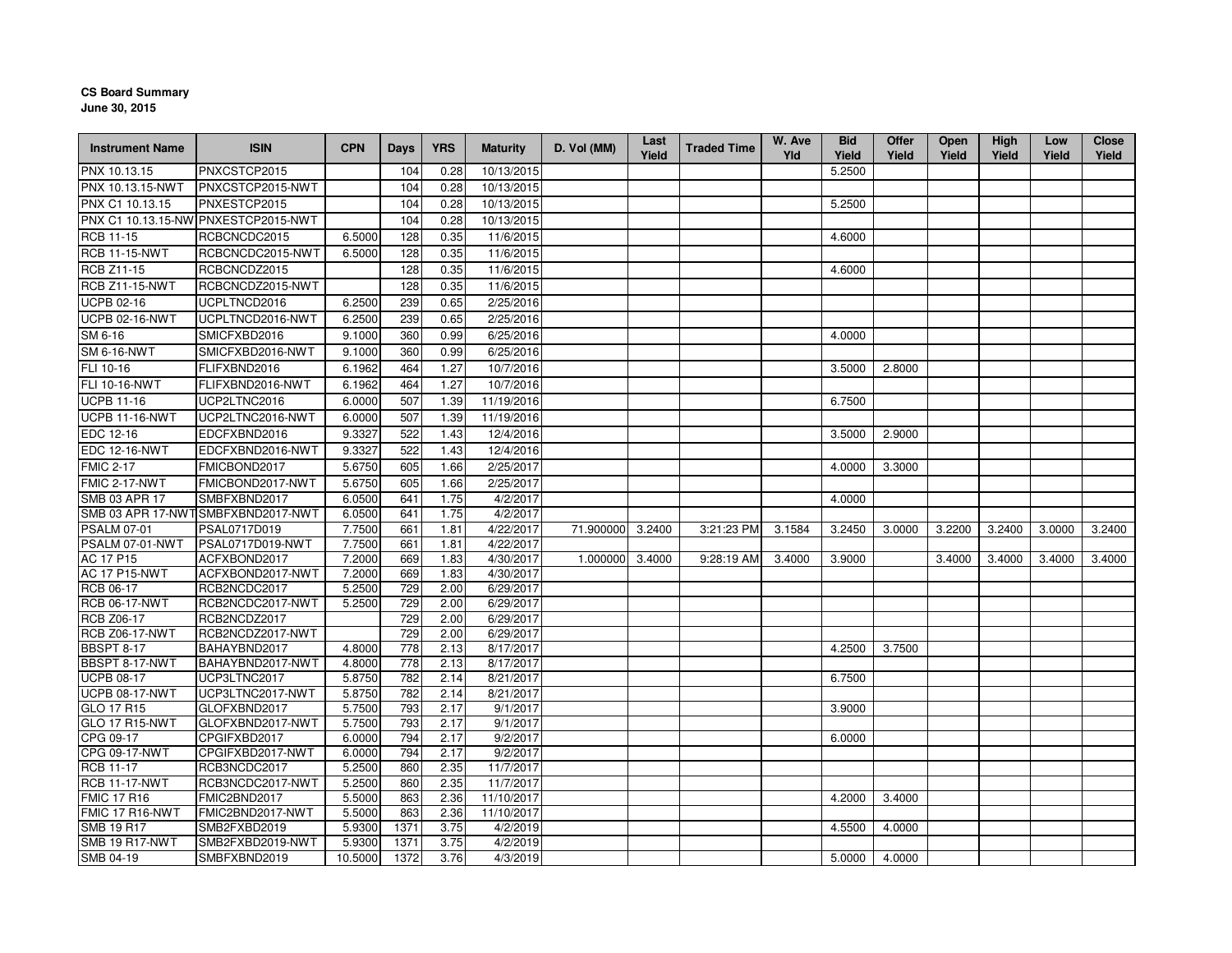**CS Board Summary**
**June 30, 2015**

| Instrument Name | ISIN | CPN | Days | YRS | Maturity | D. Vol (MM) | Last Yield | Traded Time | W. Ave Yld | Bid Yield | Offer Yield | Open Yield | High Yield | Low Yield | Close Yield |
|---|---|---|---|---|---|---|---|---|---|---|---|---|---|---|---|
| PNX 10.13.15 | PNXCSTCP2015 | | 104 | 0.28 | 10/13/2015 | | | | | 5.2500 | | | | | |
| PNX 10.13.15-NWT | PNXCSTCP2015-NWT | | 104 | 0.28 | 10/13/2015 | | | | | | | | | | |
| PNX C1 10.13.15 | PNXESTCP2015 | | 104 | 0.28 | 10/13/2015 | | | | | 5.2500 | | | | | |
| PNX C1 10.13.15-NW | PNXESTCP2015-NWT | | 104 | 0.28 | 10/13/2015 | | | | | | | | | | |
| RCB 11-15 | RCBCNCDC2015 | 6.5000 | 128 | 0.35 | 11/6/2015 | | | | | 4.6000 | | | | | |
| RCB 11-15-NWT | RCBCNCDC2015-NWT | 6.5000 | 128 | 0.35 | 11/6/2015 | | | | | | | | | | |
| RCB Z11-15 | RCBCNCDZ2015 | | 128 | 0.35 | 11/6/2015 | | | | | 4.6000 | | | | | |
| RCB Z11-15-NWT | RCBCNCDZ2015-NWT | | 128 | 0.35 | 11/6/2015 | | | | | | | | | | |
| UCPB 02-16 | UCPLTNCD2016 | 6.2500 | 239 | 0.65 | 2/25/2016 | | | | | | | | | | |
| UCPB 02-16-NWT | UCPLTNCD2016-NWT | 6.2500 | 239 | 0.65 | 2/25/2016 | | | | | | | | | | |
| SM 6-16 | SMICFXBD2016 | 9.1000 | 360 | 0.99 | 6/25/2016 | | | | | 4.0000 | | | | | |
| SM 6-16-NWT | SMICFXBD2016-NWT | 9.1000 | 360 | 0.99 | 6/25/2016 | | | | | | | | | | |
| FLI 10-16 | FLIFXBND2016 | 6.1962 | 464 | 1.27 | 10/7/2016 | | | | | 3.5000 | 2.8000 | | | | |
| FLI 10-16-NWT | FLIFXBND2016-NWT | 6.1962 | 464 | 1.27 | 10/7/2016 | | | | | | | | | | |
| UCPB 11-16 | UCP2LTNC2016 | 6.0000 | 507 | 1.39 | 11/19/2016 | | | | | 6.7500 | | | | | |
| UCPB 11-16-NWT | UCP2LTNC2016-NWT | 6.0000 | 507 | 1.39 | 11/19/2016 | | | | | | | | | | |
| EDC 12-16 | EDCFXBND2016 | 9.3327 | 522 | 1.43 | 12/4/2016 | | | | | 3.5000 | 2.9000 | | | | |
| EDC 12-16-NWT | EDCFXBND2016-NWT | 9.3327 | 522 | 1.43 | 12/4/2016 | | | | | | | | | | |
| FMIC 2-17 | FMICBOND2017 | 5.6750 | 605 | 1.66 | 2/25/2017 | | | | | 4.0000 | 3.3000 | | | | |
| FMIC 2-17-NWT | FMICBOND2017-NWT | 5.6750 | 605 | 1.66 | 2/25/2017 | | | | | | | | | | |
| SMB 03 APR 17 | SMBFXBND2017 | 6.0500 | 641 | 1.75 | 4/2/2017 | | | | | 4.0000 | | | | | |
| SMB 03 APR 17-NWT | SMBFXBND2017-NWT | 6.0500 | 641 | 1.75 | 4/2/2017 | | | | | | | | | | |
| PSALM 07-01 | PSAL0717D019 | 7.7500 | 661 | 1.81 | 4/22/2017 | 71.900000 | 3.2400 | 3:21:23 PM | 3.1584 | 3.2450 | 3.0000 | 3.2200 | 3.2400 | 3.0000 | 3.2400 |
| PSALM 07-01-NWT | PSAL0717D019-NWT | 7.7500 | 661 | 1.81 | 4/22/2017 | | | | | | | | | | |
| AC 17 P15 | ACFXBOND2017 | 7.2000 | 669 | 1.83 | 4/30/2017 | 1.000000 | 3.4000 | 9:28:19 AM | 3.4000 | 3.9000 | | 3.4000 | 3.4000 | 3.4000 | 3.4000 |
| AC 17 P15-NWT | ACFXBOND2017-NWT | 7.2000 | 669 | 1.83 | 4/30/2017 | | | | | | | | | | |
| RCB 06-17 | RCB2NCDC2017 | 5.2500 | 729 | 2.00 | 6/29/2017 | | | | | | | | | | |
| RCB 06-17-NWT | RCB2NCDC2017-NWT | 5.2500 | 729 | 2.00 | 6/29/2017 | | | | | | | | | | |
| RCB Z06-17 | RCB2NCDZ2017 | | 729 | 2.00 | 6/29/2017 | | | | | | | | | | |
| RCB Z06-17-NWT | RCB2NCDZ2017-NWT | | 729 | 2.00 | 6/29/2017 | | | | | | | | | | |
| BBSPT 8-17 | BAHAYBND2017 | 4.8000 | 778 | 2.13 | 8/17/2017 | | | | | 4.2500 | 3.7500 | | | | |
| BBSPT 8-17-NWT | BAHAYBND2017-NWT | 4.8000 | 778 | 2.13 | 8/17/2017 | | | | | | | | | | |
| UCPB 08-17 | UCP3LTNC2017 | 5.8750 | 782 | 2.14 | 8/21/2017 | | | | | 6.7500 | | | | | |
| UCPB 08-17-NWT | UCP3LTNC2017-NWT | 5.8750 | 782 | 2.14 | 8/21/2017 | | | | | | | | | | |
| GLO 17 R15 | GLOFXBND2017 | 5.7500 | 793 | 2.17 | 9/1/2017 | | | | | 3.9000 | | | | | |
| GLO 17 R15-NWT | GLOFXBND2017-NWT | 5.7500 | 793 | 2.17 | 9/1/2017 | | | | | | | | | | |
| CPG 09-17 | CPGIFXBD2017 | 6.0000 | 794 | 2.17 | 9/2/2017 | | | | | 6.0000 | | | | | |
| CPG 09-17-NWT | CPGIFXBD2017-NWT | 6.0000 | 794 | 2.17 | 9/2/2017 | | | | | | | | | | |
| RCB 11-17 | RCB3NCDC2017 | 5.2500 | 860 | 2.35 | 11/7/2017 | | | | | | | | | | |
| RCB 11-17-NWT | RCB3NCDC2017-NWT | 5.2500 | 860 | 2.35 | 11/7/2017 | | | | | | | | | | |
| FMIC 17 R16 | FMIC2BND2017 | 5.5000 | 863 | 2.36 | 11/10/2017 | | | | | 4.2000 | 3.4000 | | | | |
| FMIC 17 R16-NWT | FMIC2BND2017-NWT | 5.5000 | 863 | 2.36 | 11/10/2017 | | | | | | | | | | |
| SMB 19 R17 | SMB2FXBD2019 | 5.9300 | 1371 | 3.75 | 4/2/2019 | | | | | 4.5500 | 4.0000 | | | | |
| SMB 19 R17-NWT | SMB2FXBD2019-NWT | 5.9300 | 1371 | 3.75 | 4/2/2019 | | | | | | | | | | |
| SMB 04-19 | SMBFXBND2019 | 10.5000 | 1372 | 3.76 | 4/3/2019 | | | | | 5.0000 | 4.0000 | | | | |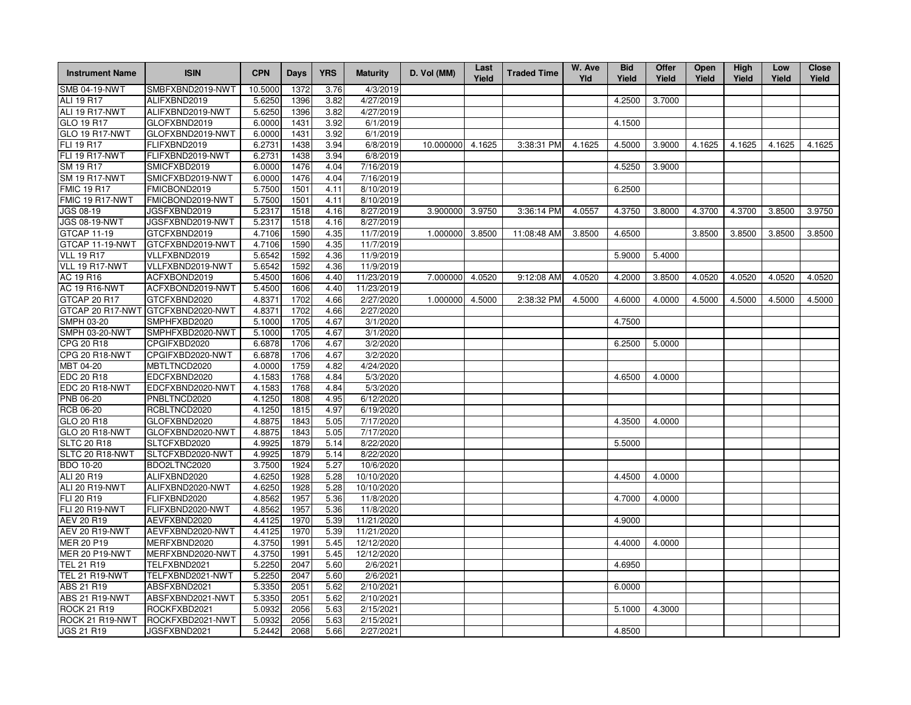| Instrument Name | ISIN | CPN | Days | YRS | Maturity | D. Vol (MM) | Last Yield | Traded Time | W. Ave Yld | Bid Yield | Offer Yield | Open Yield | High Yield | Low Yield | Close Yield |
|---|---|---|---|---|---|---|---|---|---|---|---|---|---|---|---|
| SMB 04-19-NWT | SMBFXBND2019-NWT | 10.5000 | 1372 | 3.76 | 4/3/2019 | | | | | | | | | | |
| ALI 19 R17 | ALIFXBND2019 | 5.6250 | 1396 | 3.82 | 4/27/2019 | | | | | 4.2500 | 3.7000 | | | | |
| ALI 19 R17-NWT | ALIFXBND2019-NWT | 5.6250 | 1396 | 3.82 | 4/27/2019 | | | | | | | | | | |
| GLO 19 R17 | GLOFXBND2019 | 6.0000 | 1431 | 3.92 | 6/1/2019 | | | | | 4.1500 | | | | | |
| GLO 19 R17-NWT | GLOFXBND2019-NWT | 6.0000 | 1431 | 3.92 | 6/1/2019 | | | | | | | | | | |
| FLI 19 R17 | FLIFXBND2019 | 6.2731 | 1438 | 3.94 | 6/8/2019 | 10.000000 | 4.1625 | 3:38:31 PM | 4.1625 | 4.5000 | 3.9000 | 4.1625 | 4.1625 | 4.1625 | 4.1625 |
| FLI 19 R17-NWT | FLIFXBND2019-NWT | 6.2731 | 1438 | 3.94 | 6/8/2019 | | | | | | | | | | |
| SM 19 R17 | SMICFXBD2019 | 6.0000 | 1476 | 4.04 | 7/16/2019 | | | | | 4.5250 | 3.9000 | | | | |
| SM 19 R17-NWT | SMICFXBD2019-NWT | 6.0000 | 1476 | 4.04 | 7/16/2019 | | | | | | | | | | |
| FMIC 19 R17 | FMICBOND2019 | 5.7500 | 1501 | 4.11 | 8/10/2019 | | | | | 6.2500 | | | | | |
| FMIC 19 R17-NWT | FMICBOND2019-NWT | 5.7500 | 1501 | 4.11 | 8/10/2019 | | | | | | | | | | |
| JGS 08-19 | JGSFXBND2019 | 5.2317 | 1518 | 4.16 | 8/27/2019 | 3.900000 | 3.9750 | 3:36:14 PM | 4.0557 | 4.3750 | 3.8000 | 4.3700 | 4.3700 | 3.8500 | 3.9750 |
| JGS 08-19-NWT | JGSFXBND2019-NWT | 5.2317 | 1518 | 4.16 | 8/27/2019 | | | | | | | | | | |
| GTCAP 11-19 | GTCFXBND2019 | 4.7106 | 1590 | 4.35 | 11/7/2019 | 1.000000 | 3.8500 | 11:08:48 AM | 3.8500 | 4.6500 | | 3.8500 | 3.8500 | 3.8500 | 3.8500 |
| GTCAP 11-19-NWT | GTCFXBND2019-NWT | 4.7106 | 1590 | 4.35 | 11/7/2019 | | | | | | | | | | |
| VLL 19 R17 | VLLFXBND2019 | 5.6542 | 1592 | 4.36 | 11/9/2019 | | | | | 5.9000 | 5.4000 | | | | |
| VLL 19 R17-NWT | VLLFXBND2019-NWT | 5.6542 | 1592 | 4.36 | 11/9/2019 | | | | | | | | | | |
| AC 19 R16 | ACFXBOND2019 | 5.4500 | 1606 | 4.40 | 11/23/2019 | 7.000000 | 4.0520 | 9:12:08 AM | 4.0520 | 4.2000 | 3.8500 | 4.0520 | 4.0520 | 4.0520 | 4.0520 |
| AC 19 R16-NWT | ACFXBOND2019-NWT | 5.4500 | 1606 | 4.40 | 11/23/2019 | | | | | | | | | | |
| GTCAP 20 R17 | GTCFXBND2020 | 4.8371 | 1702 | 4.66 | 2/27/2020 | 1.000000 | 4.5000 | 2:38:32 PM | 4.5000 | 4.6000 | 4.0000 | 4.5000 | 4.5000 | 4.5000 | 4.5000 |
| GTCAP 20 R17-NWT | GTCFXBND2020-NWT | 4.8371 | 1702 | 4.66 | 2/27/2020 | | | | | | | | | | |
| SMPH 03-20 | SMPHFXBD2020 | 5.1000 | 1705 | 4.67 | 3/1/2020 | | | | | 4.7500 | | | | | |
| SMPH 03-20-NWT | SMPHFXBD2020-NWT | 5.1000 | 1705 | 4.67 | 3/1/2020 | | | | | | | | | | |
| CPG 20 R18 | CPGIFXBD2020 | 6.6878 | 1706 | 4.67 | 3/2/2020 | | | | | 6.2500 | 5.0000 | | | | |
| CPG 20 R18-NWT | CPGIFXBD2020-NWT | 6.6878 | 1706 | 4.67 | 3/2/2020 | | | | | | | | | | |
| MBT 04-20 | MBTLTNCD2020 | 4.0000 | 1759 | 4.82 | 4/24/2020 | | | | | | | | | | |
| EDC 20 R18 | EDCFXBND2020 | 4.1583 | 1768 | 4.84 | 5/3/2020 | | | | | 4.6500 | 4.0000 | | | | |
| EDC 20 R18-NWT | EDCFXBND2020-NWT | 4.1583 | 1768 | 4.84 | 5/3/2020 | | | | | | | | | | |
| PNB 06-20 | PNBLTNCD2020 | 4.1250 | 1808 | 4.95 | 6/12/2020 | | | | | | | | | | |
| RCB 06-20 | RCBLTNCD2020 | 4.1250 | 1815 | 4.97 | 6/19/2020 | | | | | | | | | | |
| GLO 20 R18 | GLOFXBND2020 | 4.8875 | 1843 | 5.05 | 7/17/2020 | | | | | 4.3500 | 4.0000 | | | | |
| GLO 20 R18-NWT | GLOFXBND2020-NWT | 4.8875 | 1843 | 5.05 | 7/17/2020 | | | | | | | | | | |
| SLTC 20 R18 | SLTCFXBD2020 | 4.9925 | 1879 | 5.14 | 8/22/2020 | | | | | 5.5000 | | | | | |
| SLTC 20 R18-NWT | SLTCFXBD2020-NWT | 4.9925 | 1879 | 5.14 | 8/22/2020 | | | | | | | | | | |
| BDO 10-20 | BDO2LTNC2020 | 3.7500 | 1924 | 5.27 | 10/6/2020 | | | | | | | | | | |
| ALI 20 R19 | ALIFXBND2020 | 4.6250 | 1928 | 5.28 | 10/10/2020 | | | | | 4.4500 | 4.0000 | | | | |
| ALI 20 R19-NWT | ALIFXBND2020-NWT | 4.6250 | 1928 | 5.28 | 10/10/2020 | | | | | | | | | | |
| FLI 20 R19 | FLIFXBND2020 | 4.8562 | 1957 | 5.36 | 11/8/2020 | | | | | 4.7000 | 4.0000 | | | | |
| FLI 20 R19-NWT | FLIFXBND2020-NWT | 4.8562 | 1957 | 5.36 | 11/8/2020 | | | | | | | | | | |
| AEV 20 R19 | AEVFXBND2020 | 4.4125 | 1970 | 5.39 | 11/21/2020 | | | | | 4.9000 | | | | | |
| AEV 20 R19-NWT | AEVFXBND2020-NWT | 4.4125 | 1970 | 5.39 | 11/21/2020 | | | | | | | | | | |
| MER 20 P19 | MERFXBND2020 | 4.3750 | 1991 | 5.45 | 12/12/2020 | | | | | 4.4000 | 4.0000 | | | | |
| MER 20 P19-NWT | MERFXBND2020-NWT | 4.3750 | 1991 | 5.45 | 12/12/2020 | | | | | | | | | | |
| TEL 21 R19 | TELFXBND2021 | 5.2250 | 2047 | 5.60 | 2/6/2021 | | | | | 4.6950 | | | | | |
| TEL 21 R19-NWT | TELFXBND2021-NWT | 5.2250 | 2047 | 5.60 | 2/6/2021 | | | | | | | | | | |
| ABS 21 R19 | ABSFXBND2021 | 5.3350 | 2051 | 5.62 | 2/10/2021 | | | | | 6.0000 | | | | | |
| ABS 21 R19-NWT | ABSFXBND2021-NWT | 5.3350 | 2051 | 5.62 | 2/10/2021 | | | | | | | | | | |
| ROCK 21 R19 | ROCKFXBD2021 | 5.0932 | 2056 | 5.63 | 2/15/2021 | | | | | 5.1000 | 4.3000 | | | | |
| ROCK 21 R19-NWT | ROCKFXBD2021-NWT | 5.0932 | 2056 | 5.63 | 2/15/2021 | | | | | | | | | | |
| JGS 21 R19 | JGSFXBND2021 | 5.2442 | 2068 | 5.66 | 2/27/2021 | | | | | 4.8500 | | | | | |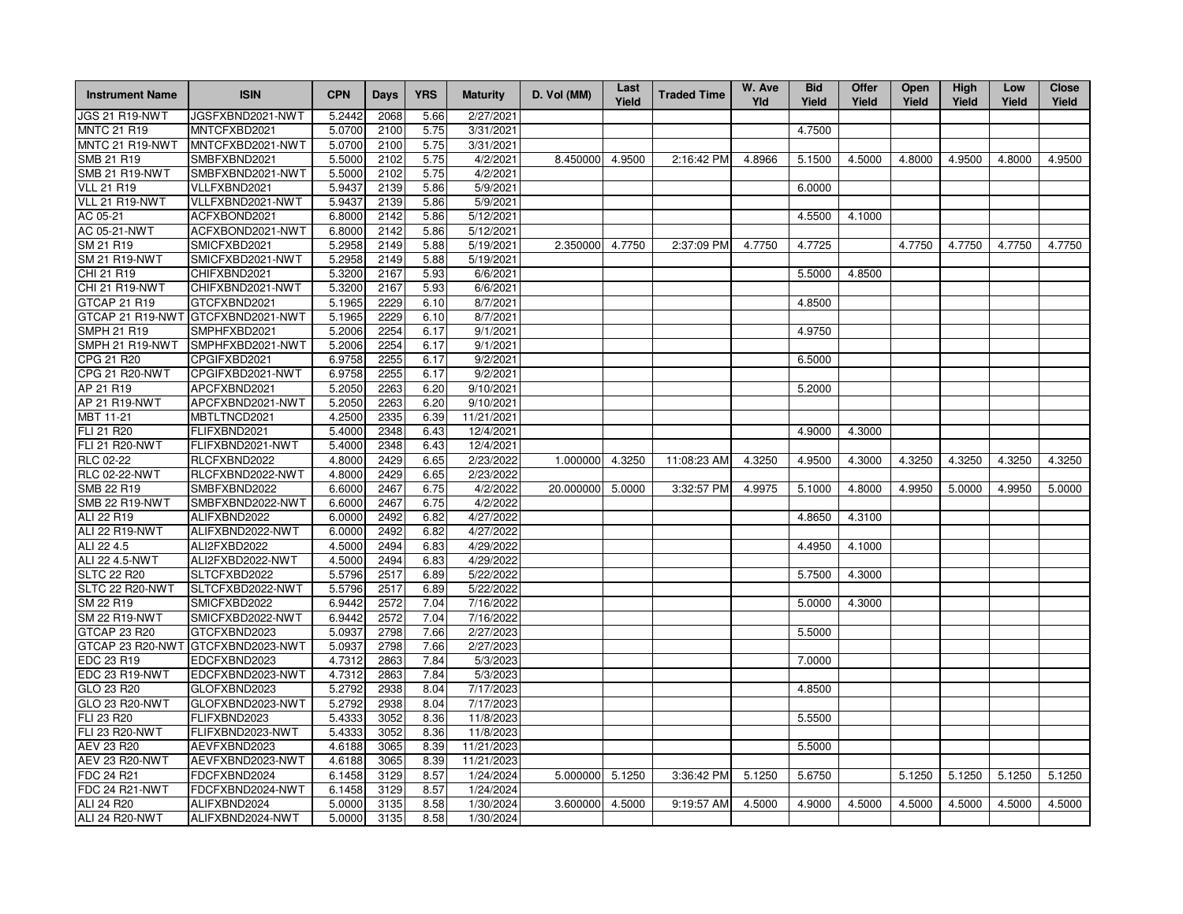| Instrument Name | ISIN | CPN | Days | YRS | Maturity | D. Vol (MM) | Last Yield | Traded Time | W. Ave Yld | Bid Yield | Offer Yield | Open Yield | High Yield | Low Yield | Close Yield |
|---|---|---|---|---|---|---|---|---|---|---|---|---|---|---|---|
| JGS 21 R19-NWT | JGSFXBND2021-NWT | 5.2442 | 2068 | 5.66 | 2/27/2021 | | | | | | | | | | |
| MNTC 21 R19 | MNTCFXBD2021 | 5.0700 | 2100 | 5.75 | 3/31/2021 | | | | | 4.7500 | | | | | |
| MNTC 21 R19-NWT | MNTCFXBD2021-NWT | 5.0700 | 2100 | 5.75 | 3/31/2021 | | | | | | | | | | |
| SMB 21 R19 | SMBFXBND2021 | 5.5000 | 2102 | 5.75 | 4/2/2021 | 8.450000 | 4.9500 | 2:16:42 PM | 4.8966 | 5.1500 | 4.5000 | 4.8000 | 4.9500 | 4.8000 | 4.9500 |
| SMB 21 R19-NWT | SMBFXBND2021-NWT | 5.5000 | 2102 | 5.75 | 4/2/2021 | | | | | | | | | | |
| VLL 21 R19 | VLLFXBND2021 | 5.9437 | 2139 | 5.86 | 5/9/2021 | | | | | 6.0000 | | | | | |
| VLL 21 R19-NWT | VLLFXBND2021-NWT | 5.9437 | 2139 | 5.86 | 5/9/2021 | | | | | | | | | | |
| AC 05-21 | ACFXBOND2021 | 6.8000 | 2142 | 5.86 | 5/12/2021 | | | | | 4.5500 | 4.1000 | | | | |
| AC 05-21-NWT | ACFXBOND2021-NWT | 6.8000 | 2142 | 5.86 | 5/12/2021 | | | | | | | | | | |
| SM 21 R19 | SMICFXBD2021 | 5.2958 | 2149 | 5.88 | 5/19/2021 | 2.350000 | 4.7750 | 2:37:09 PM | 4.7750 | 4.7725 | | 4.7750 | 4.7750 | 4.7750 | 4.7750 |
| SM 21 R19-NWT | SMICFXBD2021-NWT | 5.2958 | 2149 | 5.88 | 5/19/2021 | | | | | | | | | | |
| CHI 21 R19 | CHIFXBND2021 | 5.3200 | 2167 | 5.93 | 6/6/2021 | | | | | 5.5000 | 4.8500 | | | | |
| CHI 21 R19-NWT | CHIFXBND2021-NWT | 5.3200 | 2167 | 5.93 | 6/6/2021 | | | | | | | | | | |
| GTCAP 21 R19 | GTCFXBND2021 | 5.1965 | 2229 | 6.10 | 8/7/2021 | | | | | 4.8500 | | | | | |
| GTCAP 21 R19-NWT | GTCFXBND2021-NWT | 5.1965 | 2229 | 6.10 | 8/7/2021 | | | | | | | | | | |
| SMPH 21 R19 | SMPHFXBD2021 | 5.2006 | 2254 | 6.17 | 9/1/2021 | | | | | 4.9750 | | | | | |
| SMPH 21 R19-NWT | SMPHFXBD2021-NWT | 5.2006 | 2254 | 6.17 | 9/1/2021 | | | | | | | | | | |
| CPG 21 R20 | CPGIFXBD2021 | 6.9758 | 2255 | 6.17 | 9/2/2021 | | | | | 6.5000 | | | | | |
| CPG 21 R20-NWT | CPGIFXBD2021-NWT | 6.9758 | 2255 | 6.17 | 9/2/2021 | | | | | | | | | | |
| AP 21 R19 | APCFXBND2021 | 5.2050 | 2263 | 6.20 | 9/10/2021 | | | | | 5.2000 | | | | | |
| AP 21 R19-NWT | APCFXBND2021-NWT | 5.2050 | 2263 | 6.20 | 9/10/2021 | | | | | | | | | | |
| MBT 11-21 | MBTLTNCD2021 | 4.2500 | 2335 | 6.39 | 11/21/2021 | | | | | | | | | | |
| FLI 21 R20 | FLIFXBND2021 | 5.4000 | 2348 | 6.43 | 12/4/2021 | | | | | 4.9000 | 4.3000 | | | | |
| FLI 21 R20-NWT | FLIFXBND2021-NWT | 5.4000 | 2348 | 6.43 | 12/4/2021 | | | | | | | | | | |
| RLC 02-22 | RLCFXBND2022 | 4.8000 | 2429 | 6.65 | 2/23/2022 | 1.000000 | 4.3250 | 11:08:23 AM | 4.3250 | 4.9500 | 4.3000 | 4.3250 | 4.3250 | 4.3250 | 4.3250 |
| RLC 02-22-NWT | RLCFXBND2022-NWT | 4.8000 | 2429 | 6.65 | 2/23/2022 | | | | | | | | | | |
| SMB 22 R19 | SMBFXBND2022 | 6.6000 | 2467 | 6.75 | 4/2/2022 | 20.000000 | 5.0000 | 3:32:57 PM | 4.9975 | 5.1000 | 4.8000 | 4.9950 | 5.0000 | 4.9950 | 5.0000 |
| SMB 22 R19-NWT | SMBFXBND2022-NWT | 6.6000 | 2467 | 6.75 | 4/2/2022 | | | | | | | | | | |
| ALI 22 R19 | ALIFXBND2022 | 6.0000 | 2492 | 6.82 | 4/27/2022 | | | | | 4.8650 | 4.3100 | | | | |
| ALI 22 R19-NWT | ALIFXBND2022-NWT | 6.0000 | 2492 | 6.82 | 4/27/2022 | | | | | | | | | | |
| ALI 22 4.5 | ALI2FXBD2022 | 4.5000 | 2494 | 6.83 | 4/29/2022 | | | | | 4.4950 | 4.1000 | | | | |
| ALI 22 4.5-NWT | ALI2FXBD2022-NWT | 4.5000 | 2494 | 6.83 | 4/29/2022 | | | | | | | | | | |
| SLTC 22 R20 | SLTCFXBD2022 | 5.5796 | 2517 | 6.89 | 5/22/2022 | | | | | 5.7500 | 4.3000 | | | | |
| SLTC 22 R20-NWT | SLTCFXBD2022-NWT | 5.5796 | 2517 | 6.89 | 5/22/2022 | | | | | | | | | | |
| SM 22 R19 | SMICFXBD2022 | 6.9442 | 2572 | 7.04 | 7/16/2022 | | | | | 5.0000 | 4.3000 | | | | |
| SM 22 R19-NWT | SMICFXBD2022-NWT | 6.9442 | 2572 | 7.04 | 7/16/2022 | | | | | | | | | | |
| GTCAP 23 R20 | GTCFXBND2023 | 5.0937 | 2798 | 7.66 | 2/27/2023 | | | | | 5.5000 | | | | | |
| GTCAP 23 R20-NWT | GTCFXBND2023-NWT | 5.0937 | 2798 | 7.66 | 2/27/2023 | | | | | | | | | | |
| EDC 23 R19 | EDCFXBND2023 | 4.7312 | 2863 | 7.84 | 5/3/2023 | | | | | 7.0000 | | | | | |
| EDC 23 R19-NWT | EDCFXBND2023-NWT | 4.7312 | 2863 | 7.84 | 5/3/2023 | | | | | | | | | | |
| GLO 23 R20 | GLOFXBND2023 | 5.2792 | 2938 | 8.04 | 7/17/2023 | | | | | 4.8500 | | | | | |
| GLO 23 R20-NWT | GLOFXBND2023-NWT | 5.2792 | 2938 | 8.04 | 7/17/2023 | | | | | | | | | | |
| FLI 23 R20 | FLIFXBND2023 | 5.4333 | 3052 | 8.36 | 11/8/2023 | | | | | 5.5500 | | | | | |
| FLI 23 R20-NWT | FLIFXBND2023-NWT | 5.4333 | 3052 | 8.36 | 11/8/2023 | | | | | | | | | | |
| AEV 23 R20 | AEVFXBND2023 | 4.6188 | 3065 | 8.39 | 11/21/2023 | | | | | 5.5000 | | | | | |
| AEV 23 R20-NWT | AEVFXBND2023-NWT | 4.6188 | 3065 | 8.39 | 11/21/2023 | | | | | | | | | | |
| FDC 24 R21 | FDCFXBND2024 | 6.1458 | 3129 | 8.57 | 1/24/2024 | 5.000000 | 5.1250 | 3:36:42 PM | 5.1250 | 5.6750 | | 5.1250 | 5.1250 | 5.1250 | 5.1250 |
| FDC 24 R21-NWT | FDCFXBND2024-NWT | 6.1458 | 3129 | 8.57 | 1/24/2024 | | | | | | | | | | |
| ALI 24 R20 | ALIFXBND2024 | 5.0000 | 3135 | 8.58 | 1/30/2024 | 3.600000 | 4.5000 | 9:19:57 AM | 4.5000 | 4.9000 | 4.5000 | 4.5000 | 4.5000 | 4.5000 | 4.5000 |
| ALI 24 R20-NWT | ALIFXBND2024-NWT | 5.0000 | 3135 | 8.58 | 1/30/2024 | | | | | | | | | | |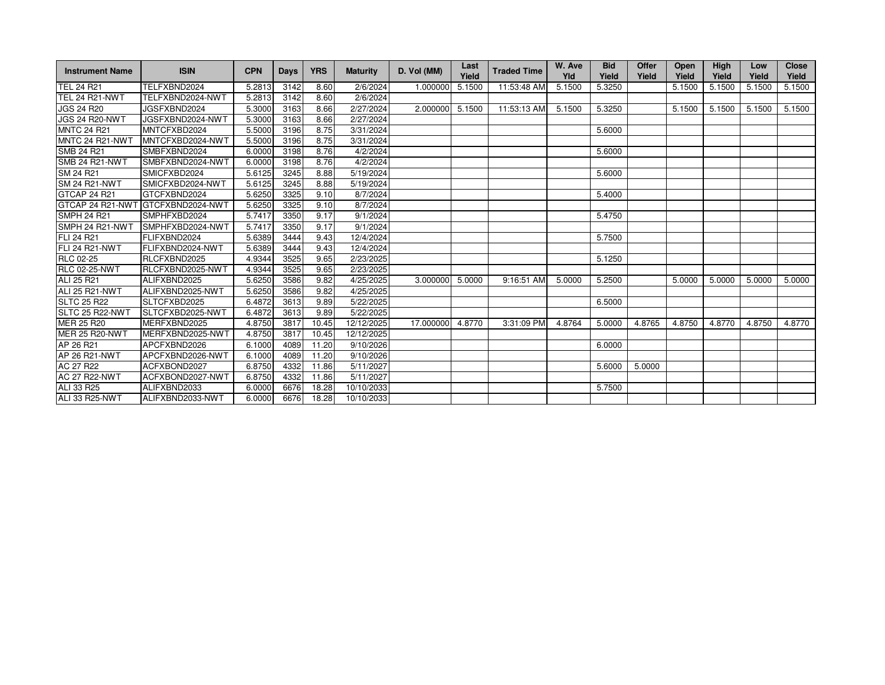| Instrument Name | ISIN | CPN | Days | YRS | Maturity | D. Vol (MM) | Last Yield | Traded Time | W. Ave Yld | Bid Yield | Offer Yield | Open Yield | High Yield | Low Yield | Close Yield |
|---|---|---|---|---|---|---|---|---|---|---|---|---|---|---|---|
| TEL 24 R21 | TELFXBND2024 | 5.2813 | 3142 | 8.60 | 2/6/2024 | 1.000000 | 5.1500 | 11:53:48 AM | 5.1500 | 5.3250 | | 5.1500 | 5.1500 | 5.1500 | 5.1500 |
| TEL 24 R21-NWT | TELFXBND2024-NWT | 5.2813 | 3142 | 8.60 | 2/6/2024 | | | | | | | | | | |
| JGS 24 R20 | JGSFXBND2024 | 5.3000 | 3163 | 8.66 | 2/27/2024 | 2.000000 | 5.1500 | 11:53:13 AM | 5.1500 | 5.3250 | | 5.1500 | 5.1500 | 5.1500 | 5.1500 |
| JGS 24 R20-NWT | JGSFXBND2024-NWT | 5.3000 | 3163 | 8.66 | 2/27/2024 | | | | | | | | | | |
| MNTC 24 R21 | MNTCFXBD2024 | 5.5000 | 3196 | 8.75 | 3/31/2024 | | | | | 5.6000 | | | | | |
| MNTC 24 R21-NWT | MNTCFXBD2024-NWT | 5.5000 | 3196 | 8.75 | 3/31/2024 | | | | | | | | | | |
| SMB 24 R21 | SMBFXBND2024 | 6.0000 | 3198 | 8.76 | 4/2/2024 | | | | | 5.6000 | | | | | |
| SMB 24 R21-NWT | SMBFXBND2024-NWT | 6.0000 | 3198 | 8.76 | 4/2/2024 | | | | | | | | | | |
| SM 24 R21 | SMICFXBD2024 | 5.6125 | 3245 | 8.88 | 5/19/2024 | | | | | 5.6000 | | | | | |
| SM 24 R21-NWT | SMICFXBD2024-NWT | 5.6125 | 3245 | 8.88 | 5/19/2024 | | | | | | | | | | |
| GTCAP 24 R21 | GTCFXBND2024 | 5.6250 | 3325 | 9.10 | 8/7/2024 | | | | | 5.4000 | | | | | |
| GTCAP 24 R21-NWT | GTCFXBND2024-NWT | 5.6250 | 3325 | 9.10 | 8/7/2024 | | | | | | | | | | |
| SMPH 24 R21 | SMPHFXBD2024 | 5.7417 | 3350 | 9.17 | 9/1/2024 | | | | | 5.4750 | | | | | |
| SMPH 24 R21-NWT | SMPHFXBD2024-NWT | 5.7417 | 3350 | 9.17 | 9/1/2024 | | | | | | | | | | |
| FLI 24 R21 | FLIFXBND2024 | 5.6389 | 3444 | 9.43 | 12/4/2024 | | | | | 5.7500 | | | | | |
| FLI 24 R21-NWT | FLIFXBND2024-NWT | 5.6389 | 3444 | 9.43 | 12/4/2024 | | | | | | | | | | |
| RLC 02-25 | RLCFXBND2025 | 4.9344 | 3525 | 9.65 | 2/23/2025 | | | | | 5.1250 | | | | | |
| RLC 02-25-NWT | RLCFXBND2025-NWT | 4.9344 | 3525 | 9.65 | 2/23/2025 | | | | | | | | | | |
| ALI 25 R21 | ALIFXBND2025 | 5.6250 | 3586 | 9.82 | 4/25/2025 | 3.000000 | 5.0000 | 9:16:51 AM | 5.0000 | 5.2500 | | 5.0000 | 5.0000 | 5.0000 | 5.0000 |
| ALI 25 R21-NWT | ALIFXBND2025-NWT | 5.6250 | 3586 | 9.82 | 4/25/2025 | | | | | | | | | | |
| SLTC 25 R22 | SLTCFXBD2025 | 6.4872 | 3613 | 9.89 | 5/22/2025 | | | | | 6.5000 | | | | | |
| SLTC 25 R22-NWT | SLTCFXBD2025-NWT | 6.4872 | 3613 | 9.89 | 5/22/2025 | | | | | | | | | | |
| MER 25 R20 | MERFXBND2025 | 4.8750 | 3817 | 10.45 | 12/12/2025 | 17.000000 | 4.8770 | 3:31:09 PM | 4.8764 | 5.0000 | 4.8765 | 4.8750 | 4.8770 | 4.8750 | 4.8770 |
| MER 25 R20-NWT | MERFXBND2025-NWT | 4.8750 | 3817 | 10.45 | 12/12/2025 | | | | | | | | | | |
| AP 26 R21 | APCFXBND2026 | 6.1000 | 4089 | 11.20 | 9/10/2026 | | | | | 6.0000 | | | | | |
| AP 26 R21-NWT | APCFXBND2026-NWT | 6.1000 | 4089 | 11.20 | 9/10/2026 | | | | | | | | | | |
| AC 27 R22 | ACFXBOND2027 | 6.8750 | 4332 | 11.86 | 5/11/2027 | | | | | 5.6000 | 5.0000 | | | | |
| AC 27 R22-NWT | ACFXBOND2027-NWT | 6.8750 | 4332 | 11.86 | 5/11/2027 | | | | | | | | | | |
| ALI 33 R25 | ALIFXBND2033 | 6.0000 | 6676 | 18.28 | 10/10/2033 | | | | | 5.7500 | | | | | |
| ALI 33 R25-NWT | ALIFXBND2033-NWT | 6.0000 | 6676 | 18.28 | 10/10/2033 | | | | | | | | | | |